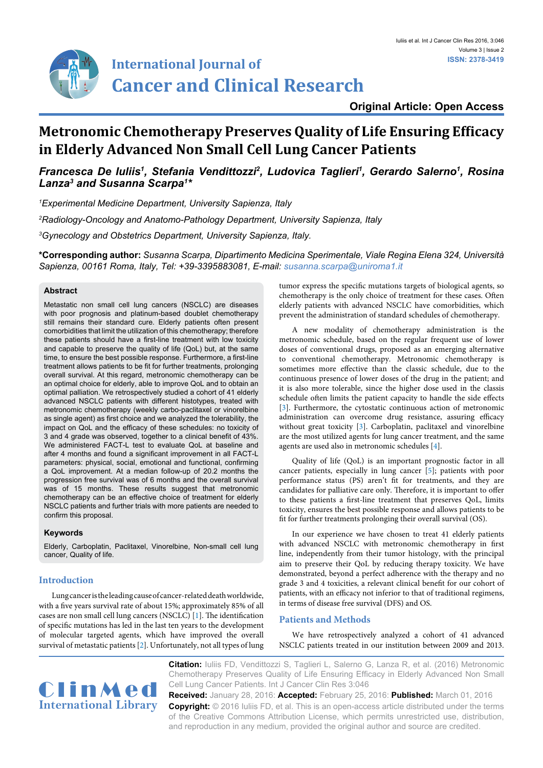Original Article: Open Access

# Metronomic Chemotherapy Preserves Quality of Life Ensuring Efficacy in Elderly Advanced Non Small Cell Lung Cancer Patients

***Francesca De Iuliis[1], Stefania Vendittozzi[2], Ludovica Taglieri[1], Gerardo Salerno[1], Rosina Lanza[3] and Susanna Scarpa[1]\****

*[1]Experimental Medicine Department, University Sapienza, Italy*

*[2]Radiology-Oncology and Anatomo-Pathology Department, University Sapienza, Italy*

*[3]Gynecology and Obstetrics Department, University Sapienza, Italy.*

**\*Corresponding author:** *Susanna Scarpa, Dipartimento Medicina Sperimentale, Viale Regina Elena 324, Università Sapienza, 00161 Roma, Italy, Tel: +39-3395883081, E-mail: susanna.scarpa@uniroma1.it*

## Abstract

Metastatic non small cell lung cancers (NSCLC) are diseases with poor prognosis and platinum-based doublet chemotherapy still remains their standard cure. Elderly patients often present comorbidities that limit the utilization of this chemotherapy; therefore these patients should have a first-line treatment with low toxicity and capable to preserve the quality of life (QoL) but, at the same time, to ensure the best possible response. Furthermore, a first-line treatment allows patients to be fit for further treatments, prolonging overall survival. At this regard, metronomic chemotherapy can be an optimal choice for elderly, able to improve QoL and to obtain an optimal palliation. We retrospectively studied a cohort of 41 elderly advanced NSCLC patients with different histotypes, treated with metronomic chemotherapy (weekly carbo-paclitaxel or vinorelbine as single agent) as first choice and we analyzed the tolerability, the impact on QoL and the efficacy of these schedules: no toxicity of 3 and 4 grade was observed, together to a clinical benefit of 43%. We administered FACT-L test to evaluate QoL at baseline and after 4 months and found a significant improvement in all FACT-L parameters: physical, social, emotional and functional, confirming a QoL improvement. At a median follow-up of 20.2 months the progression free survival was of 6 months and the overall survival was of 15 months. These results suggest that metronomic chemotherapy can be an effective choice of treatment for elderly NSCLC patients and further trials with more patients are needed to confirm this proposal.

## Keywords

Elderly, Carboplatin, Paclitaxel, Vinorelbine, Non-small cell lung cancer, Quality of life.

## Introduction

Lung cancer is the leading cause of cancer-related death worldwide, with a five years survival rate of about 15%; approximately 85% of all cases are non small cell lung cancers (NSCLC) [1]. The identification of specific mutations has led in the last ten years to the development of molecular targeted agents, which have improved the overall survival of metastatic patients [2]. Unfortunately, not all types of lung tumor express the specific mutations targets of biological agents, so chemotherapy is the only choice of treatment for these cases. Often elderly patients with advanced NSCLC have comorbidities, which prevent the administration of standard schedules of chemotherapy.

A new modality of chemotherapy administration is the metronomic schedule, based on the regular frequent use of lower doses of conventional drugs, proposed as an emerging alternative to conventional chemotherapy. Metronomic chemotherapy is sometimes more effective than the classic schedule, due to the continuous presence of lower doses of the drug in the patient; and it is also more tolerable, since the higher dose used in the classis schedule often limits the patient capacity to handle the side effects [3]. Furthermore, the cytostatic continuous action of metronomic administration can overcome drug resistance, assuring efficacy without great toxicity [3]. Carboplatin, paclitaxel and vinorelbine are the most utilized agents for lung cancer treatment, and the same agents are used also in metronomic schedules [4].

Quality of life (QoL) is an important prognostic factor in all cancer patients, especially in lung cancer [5]; patients with poor performance status (PS) aren't fit for treatments, and they are candidates for palliative care only. Therefore, it is important to offer to these patients a first-line treatment that preserves QoL, limits toxicity, ensures the best possible response and allows patients to be fit for further treatments prolonging their overall survival (OS).

In our experience we have chosen to treat 41 elderly patients with advanced NSCLC with metronomic chemotherapy in first line, independently from their tumor histology, with the principal aim to preserve their QoL by reducing therapy toxicity. We have demonstrated, beyond a perfect adherence with the therapy and no grade 3 and 4 toxicities, a relevant clinical benefit for our cohort of patients, with an efficacy not inferior to that of traditional regimens, in terms of disease free survival (DFS) and OS.

## Patients and Methods

We have retrospectively analyzed a cohort of 41 advanced NSCLC patients treated in our institution between 2009 and 2013.

**Citation:** Iuliis FD, Vendittozzi S, Taglieri L, Salerno G, Lanza R, et al. (2016) Metronomic Chemotherapy Preserves Quality of Life Ensuring Efficacy in Elderly Advanced Non Small Cell Lung Cancer Patients. Int J Cancer Clin Res 3:046

**Received:** January 28, 2016: **Accepted:** February 25, 2016: **Published:** March 01, 2016

**Copyright:** © 2016 Iuliis FD, et al. This is an open-access article distributed under the terms of the Creative Commons Attribution License, which permits unrestricted use, distribution, and reproduction in any medium, provided the original author and source are credited.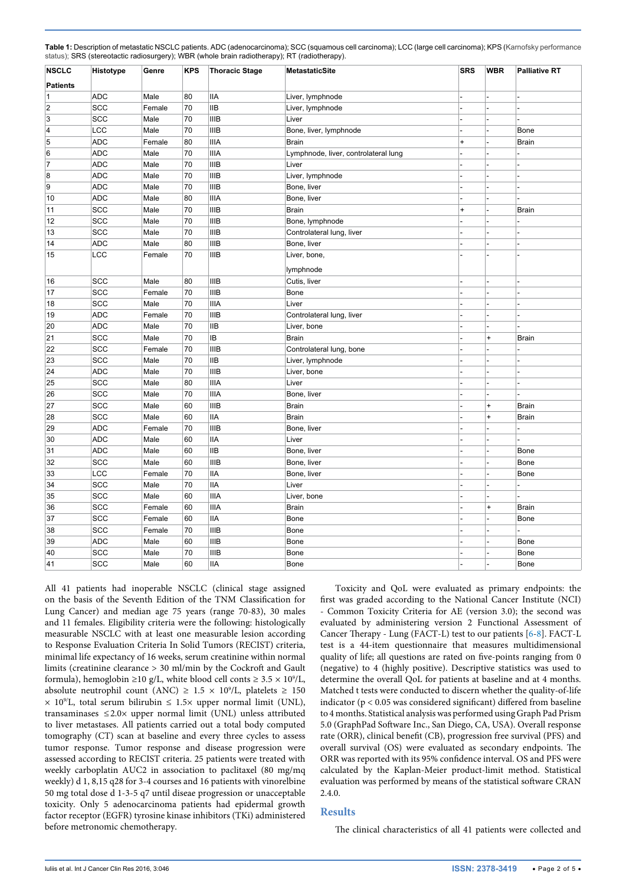**Table 1:** Description of metastatic NSCLC patients. ADC (adenocarcinoma); SCC (squamous cell carcinoma); LCC (large cell carcinoma); KPS (Karnofsky performance status); SRS (stereotactic radiosurgery); WBR (whole brain radiotherapy); RT (radiotherapy).

| NSCLC Patients | Histotype | Genre | KPS | Thoracic Stage | MetastaticSite | SRS | WBR | Palliative RT |
|---|---|---|---|---|---|---|---|---|
| 1 | ADC | Male | 80 | IIA | Liver, lymphnode | - | - | - |
| 2 | SCC | Female | 70 | IIB | Liver, lymphnode | - | - | - |
| 3 | SCC | Male | 70 | IIIB | Liver | - | - | - |
| 4 | LCC | Male | 70 | IIIB | Bone, liver, lymphnode | - | - | Bone |
| 5 | ADC | Female | 80 | IIIA | Brain | + | - | Brain |
| 6 | ADC | Male | 70 | IIIA | Lymphnode, liver, controlateral lung | - | - | - |
| 7 | ADC | Male | 70 | IIIB | Liver | - | - | - |
| 8 | ADC | Male | 70 | IIIB | Liver, lymphnode | - | - | - |
| 9 | ADC | Male | 70 | IIIB | Bone, liver | - | - | - |
| 10 | ADC | Male | 80 | IIIA | Bone, liver | - | - | - |
| 11 | SCC | Male | 70 | IIIB | Brain | + | - | Brain |
| 12 | SCC | Male | 70 | IIIB | Bone, lymphnode | - | - | - |
| 13 | SCC | Male | 70 | IIIB | Controlateral lung, liver | - | - | - |
| 14 | ADC | Male | 80 | IIIB | Bone, liver | - | - | - |
| 15 | LCC | Female | 70 | IIIB | Liver, bone, lymphnode | - | - | - |
| 16 | SCC | Male | 80 | IIIB | Cutis, liver | - | - | - |
| 17 | SCC | Female | 70 | IIIB | Bone | - | - | - |
| 18 | SCC | Male | 70 | IIIA | Liver | - | - | - |
| 19 | ADC | Female | 70 | IIIB | Controlateral lung, liver | - | - | - |
| 20 | ADC | Male | 70 | IIB | Liver, bone | - | - | - |
| 21 | SCC | Male | 70 | IB | Brain | - | + | Brain |
| 22 | SCC | Female | 70 | IIIB | Controlateral lung, bone | - | - | - |
| 23 | SCC | Male | 70 | IIB | Liver, lymphnode | - | - | - |
| 24 | ADC | Male | 70 | IIIB | Liver, bone | - | - | - |
| 25 | SCC | Male | 80 | IIIA | Liver | - | - | - |
| 26 | SCC | Male | 70 | IIIA | Bone, liver | - | - | - |
| 27 | SCC | Male | 60 | IIIB | Brain | - | + | Brain |
| 28 | SCC | Male | 60 | IIA | Brain | - | + | Brain |
| 29 | ADC | Female | 70 | IIIB | Bone, liver | - | - | - |
| 30 | ADC | Male | 60 | IIA | Liver | - | - | - |
| 31 | ADC | Male | 60 | IIB | Bone, liver | - | - | Bone |
| 32 | SCC | Male | 60 | IIIB | Bone, liver | - | - | Bone |
| 33 | LCC | Female | 70 | IIA | Bone, liver | - | - | Bone |
| 34 | SCC | Male | 70 | IIA | Liver | - | - | - |
| 35 | SCC | Male | 60 | IIIA | Liver, bone | - | - | - |
| 36 | SCC | Female | 60 | IIIA | Brain | - | + | Brain |
| 37 | SCC | Female | 60 | IIA | Bone | - | - | Bone |
| 38 | SCC | Female | 70 | IIIB | Bone | - | - | - |
| 39 | ADC | Male | 60 | IIIB | Bone | - | - | Bone |
| 40 | SCC | Male | 70 | IIIB | Bone | - | - | Bone |
| 41 | SCC | Male | 60 | IIA | Bone | - | - | Bone |

All 41 patients had inoperable NSCLC (clinical stage assigned on the basis of the Seventh Edition of the TNM Classification for Lung Cancer) and median age 75 years (range 70-83), 30 males and 11 females. Eligibility criteria were the following: histologically measurable NSCLC with at least one measurable lesion according to Response Evaluation Criteria In Solid Tumors (RECIST) criteria, minimal life expectancy of 16 weeks, serum creatinine within normal limits (creatinine clearance > 30 ml/min by the Cockroft and Gault formula), hemoglobin ≥10 g/L, white blood cell conts ≥ 3.5 × $10^9$/L, absolute neutrophil count (ANC) ≥ 1.5 × $10^9$/L, platelets ≥ 150 × $10^9$/L, total serum bilirubin ≤ 1.5× upper normal limit (UNL), transaminases ≤2.0× upper normal limit (UNL) unless attributed to liver metastases. All patients carried out a total body computed tomography (CT) scan at baseline and every three cycles to assess tumor response. Tumor response and disease progression were assessed according to RECIST criteria. 25 patients were treated with weekly carboplatin AUC2 in association to paclitaxel (80 mg/mq weekly) d 1, 8,15 q28 for 3-4 courses and 16 patients with vinorelbine 50 mg total dose d 1-3-5 q7 until diseae progression or unacceptable toxicity. Only 5 adenocarcinoma patients had epidermal growth factor receptor (EGFR) tyrosine kinase inhibitors (TKi) administered before metronomic chemotherapy.

Toxicity and QoL were evaluated as primary endpoints: the first was graded according to the National Cancer Institute (NCI) - Common Toxicity Criteria for AE (version 3.0); the second was evaluated by administering version 2 Functional Assessment of Cancer Therapy - Lung (FACT-L) test to our patients [6-8]. FACT-L test is a 44-item questionnaire that measures multidimensional quality of life; all questions are rated on five-points ranging from 0 (negative) to 4 (highly positive). Descriptive statistics was used to determine the overall QoL for patients at baseline and at 4 months. Matched t tests were conducted to discern whether the quality-of-life indicator ($p < 0.05$ was considered significant) differed from baseline to 4 months. Statistical analysis was performed using Graph Pad Prism 5.0 (GraphPad Software Inc., San Diego, CA, USA). Overall response rate (ORR), clinical benefit (CB), progression free survival (PFS) and overall survival (OS) were evaluated as secondary endpoints. The ORR was reported with its 95% confidence interval. OS and PFS were calculated by the Kaplan-Meier product-limit method. Statistical evaluation was performed by means of the statistical software CRAN 2.4.0.

## Results

The clinical characteristics of all 41 patients were collected and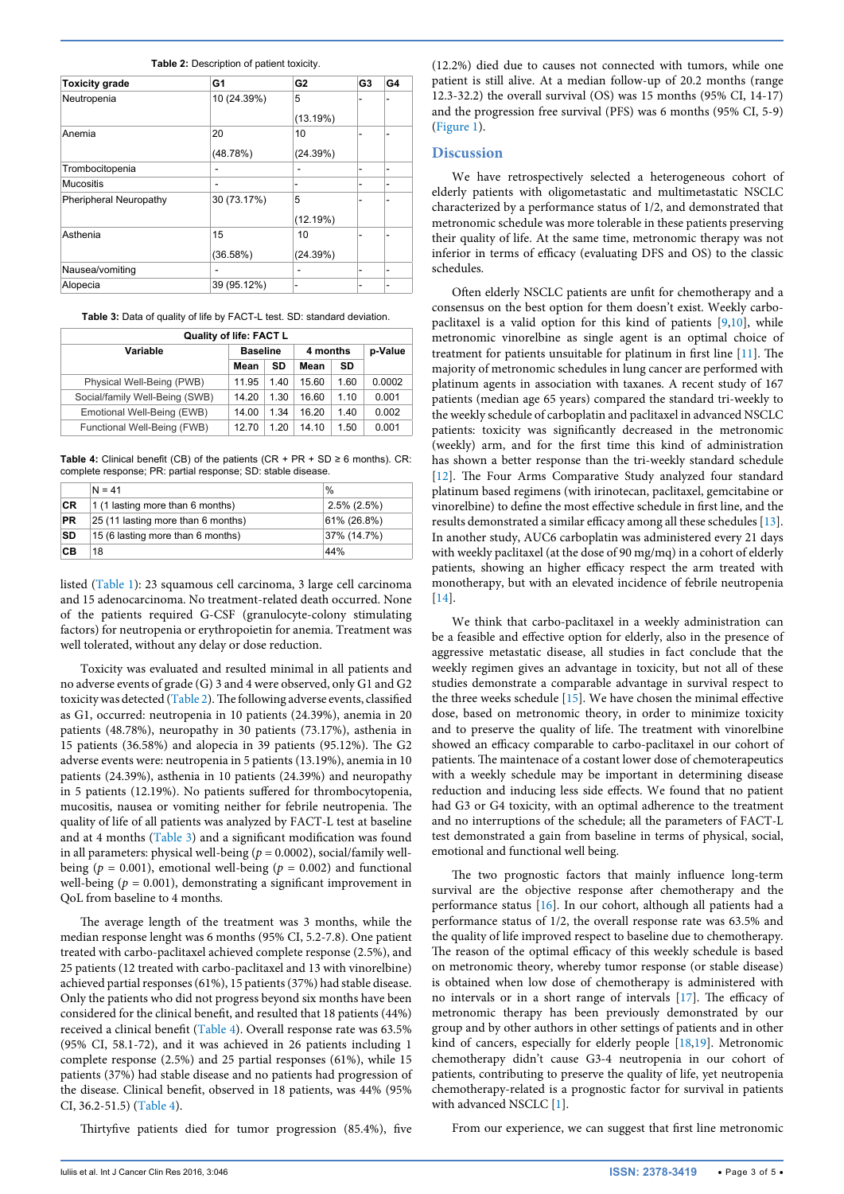**Table 2:** Description of patient toxicity.

| Toxicity grade | G1 | G2 | G3 | G4 |
|---|---|---|---|---|
| Neutropenia | 10 (24.39%) | 5 (13.19%) | - | - |
| Anemia | 20 (48.78%) | 10 (24.39%) | - | - |
| Trombocitopenia | - | - | - | - |
| Mucositis | - | - | - | - |
| Pheripheral Neuropathy | 30 (73.17%) | 5 (12.19%) | - | - |
| Asthenia | 15 (36.58%) | 10 (24.39%) | - | - |
| Nausea/vomiting | - | - | - | - |
| Alopecia | 39 (95.12%) | - | - | - |

**Table 3:** Data of quality of life by FACT-L test. SD: standard deviation.

| Quality of life: FACT L | | | | | |
|---|---|---|---|---|---|
| Variable | Baseline | | 4 months | | p-Value |
| | Mean | SD | Mean | SD | |
| Physical Well-Being (PWB) | 11.95 | 1.40 | 15.60 | 1.60 | 0.0002 |
| Social/family Well-Being (SWB) | 14.20 | 1.30 | 16.60 | 1.10 | 0.001 |
| Emotional Well-Being (EWB) | 14.00 | 1.34 | 16.20 | 1.40 | 0.002 |
| Functional Well-Being (FWB) | 12.70 | 1.20 | 14.10 | 1.50 | 0.001 |

**Table 4:** Clinical benefit (CB) of the patients (CR + PR + SD ≥ 6 months). CR: complete response; PR: partial response; SD: stable disease.

| | N = 41 | % |
|---|---|---|
| **CR** | 1 (1 lasting more than 6 months) | 2.5% (2.5%) |
| **PR** | 25 (11 lasting more than 6 months) | 61% (26.8%) |
| **SD** | 15 (6 lasting more than 6 months) | 37% (14.7%) |
| **CB** | 18 | 44% |

listed (Table 1): 23 squamous cell carcinoma, 3 large cell carcinoma and 15 adenocarcinoma. No treatment-related death occurred. None of the patients required G-CSF (granulocyte-colony stimulating factors) for neutropenia or erythropoietin for anemia. Treatment was well tolerated, without any delay or dose reduction.

Toxicity was evaluated and resulted minimal in all patients and no adverse events of grade (G) 3 and 4 were observed, only G1 and G2 toxicity was detected (Table 2). The following adverse events, classified as G1, occurred: neutropenia in 10 patients (24.39%), anemia in 20 patients (48.78%), neuropathy in 30 patients (73.17%), asthenia in 15 patients (36.58%) and alopecia in 39 patients (95.12%). The G2 adverse events were: neutropenia in 5 patients (13.19%), anemia in 10 patients (24.39%), asthenia in 10 patients (24.39%) and neuropathy in 5 patients (12.19%). No patients suffered for thrombocytopenia, mucositis, nausea or vomiting neither for febrile neutropenia. The quality of life of all patients was analyzed by FACT-L test at baseline and at 4 months (Table 3) and a significant modification was found in all parameters: physical well-being ($p$ = 0.0002), social/family well-being ($p$ = 0.001), emotional well-being ($p$ = 0.002) and functional well-being ($p$ = 0.001), demonstrating a significant improvement in QoL from baseline to 4 months.

The average length of the treatment was 3 months, while the median response lenght was 6 months (95% CI, 5.2-7.8). One patient treated with carbo-paclitaxel achieved complete response (2.5%), and 25 patients (12 treated with carbo-paclitaxel and 13 with vinorelbine) achieved partial responses (61%), 15 patients (37%) had stable disease. Only the patients who did not progress beyond six months have been considered for the clinical benefit, and resulted that 18 patients (44%) received a clinical benefit (Table 4). Overall response rate was 63.5% (95% CI, 58.1-72), and it was achieved in 26 patients including 1 complete response (2.5%) and 25 partial responses (61%), while 15 patients (37%) had stable disease and no patients had progression of the disease. Clinical benefit, observed in 18 patients, was 44% (95% CI, 36.2-51.5) (Table 4).

Thirtyfive patients died for tumor progression (85.4%), five (12.2%) died due to causes not connected with tumors, while one patient is still alive. At a median follow-up of 20.2 months (range 12.3-32.2) the overall survival (OS) was 15 months (95% CI, 14-17) and the progression free survival (PFS) was 6 months (95% CI, 5-9) (Figure 1).

## Discussion

We have retrospectively selected a heterogeneous cohort of elderly patients with oligometastatic and multimetastatic NSCLC characterized by a performance status of 1/2, and demonstrated that metronomic schedule was more tolerable in these patients preserving their quality of life. At the same time, metronomic therapy was not inferior in terms of efficacy (evaluating DFS and OS) to the classic schedules.

Often elderly NSCLC patients are unfit for chemotherapy and a consensus on the best option for them doesn't exist. Weekly carbo-paclitaxel is a valid option for this kind of patients [9,10], while metronomic vinorelbine as single agent is an optimal choice of treatment for patients unsuitable for platinum in first line [11]. The majority of metronomic schedules in lung cancer are performed with platinum agents in association with taxanes. A recent study of 167 patients (median age 65 years) compared the standard tri-weekly to the weekly schedule of carboplatin and paclitaxel in advanced NSCLC patients: toxicity was significantly decreased in the metronomic (weekly) arm, and for the first time this kind of administration has shown a better response than the tri-weekly standard schedule [12]. The Four Arms Comparative Study analyzed four standard platinum based regimens (with irinotecan, paclitaxel, gemcitabine or vinorelbine) to define the most effective schedule in first line, and the results demonstrated a similar efficacy among all these schedules [13]. In another study, AUC6 carboplatin was administered every 21 days with weekly paclitaxel (at the dose of 90 mg/mq) in a cohort of elderly patients, showing an higher efficacy respect the arm treated with monotherapy, but with an elevated incidence of febrile neutropenia [14].

We think that carbo-paclitaxel in a weekly administration can be a feasible and effective option for elderly, also in the presence of aggressive metastatic disease, all studies in fact conclude that the weekly regimen gives an advantage in toxicity, but not all of these studies demonstrate a comparable advantage in survival respect to the three weeks schedule [15]. We have chosen the minimal effective dose, based on metronomic theory, in order to minimize toxicity and to preserve the quality of life. The treatment with vinorelbine showed an efficacy comparable to carbo-paclitaxel in our cohort of patients. The maintenace of a costant lower dose of chemoterapeutics with a weekly schedule may be important in determining disease reduction and inducing less side effects. We found that no patient had G3 or G4 toxicity, with an optimal adherence to the treatment and no interruptions of the schedule; all the parameters of FACT-L test demonstrated a gain from baseline in terms of physical, social, emotional and functional well being.

The two prognostic factors that mainly influence long-term survival are the objective response after chemotherapy and the performance status [16]. In our cohort, although all patients had a performance status of 1/2, the overall response rate was 63.5% and the quality of life improved respect to baseline due to chemotherapy. The reason of the optimal efficacy of this weekly schedule is based on metronomic theory, whereby tumor response (or stable disease) is obtained when low dose of chemotherapy is administered with no intervals or in a short range of intervals [17]. The efficacy of metronomic therapy has been previously demonstrated by our group and by other authors in other settings of patients and in other kind of cancers, especially for elderly people [18,19]. Metronomic chemotherapy didn't cause G3-4 neutropenia in our cohort of patients, contributing to preserve the quality of life, yet neutropenia chemotherapy-related is a prognostic factor for survival in patients with advanced NSCLC [1].

From our experience, we can suggest that first line metronomic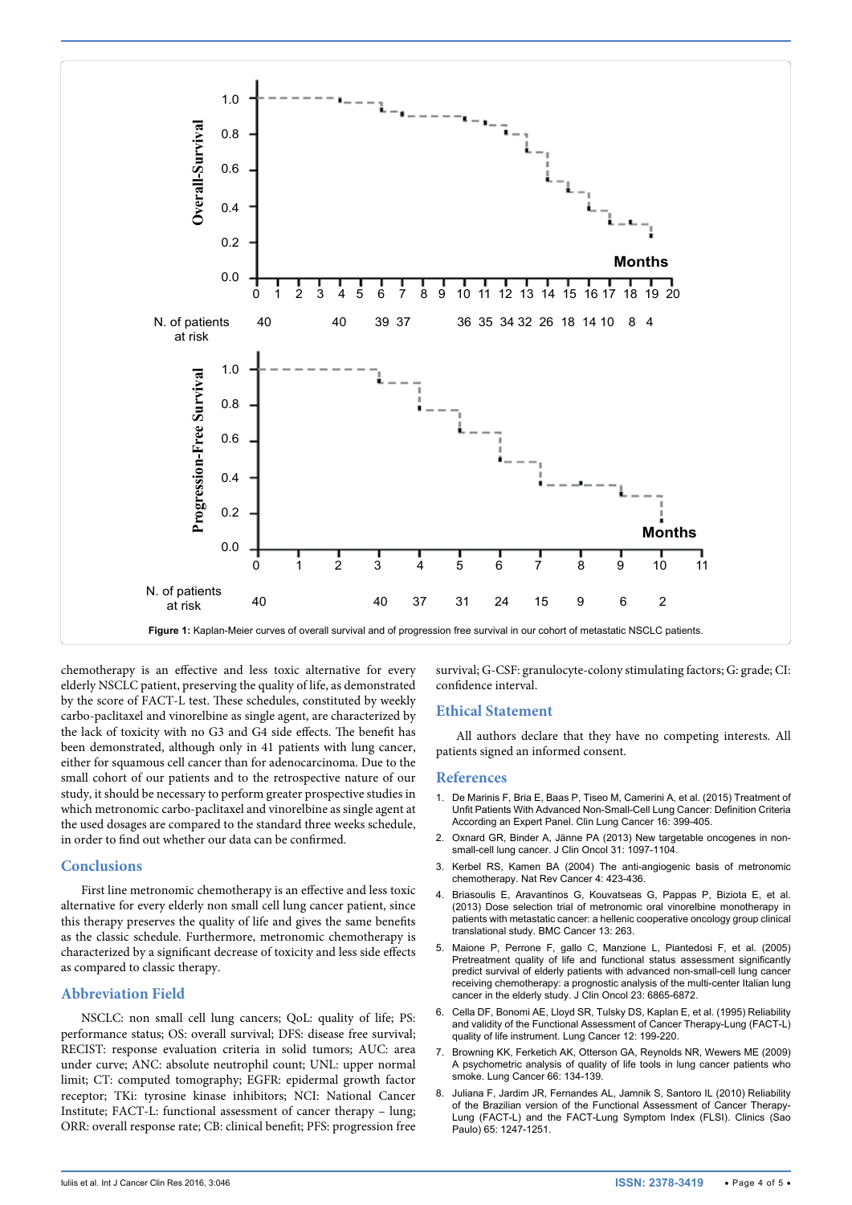Figure 1: Kaplan-Meier curves of overall survival and of progression free survival in our cohort of metastatic NSCLC patients.

chemotherapy is an effective and less toxic alternative for every elderly NSCLC patient, preserving the quality of life, as demonstrated by the score of FACT-L test. These schedules, constituted by weekly carbo-paclitaxel and vinorelbine as single agent, are characterized by the lack of toxicity with no G3 and G4 side effects. The benefit has been demonstrated, although only in 41 patients with lung cancer, either for squamous cell cancer than for adenocarcinoma. Due to the small cohort of our patients and to the retrospective nature of our study, it should be necessary to perform greater prospective studies in which metronomic carbo-paclitaxel and vinorelbine as single agent at the used dosages are compared to the standard three weeks schedule, in order to find out whether our data can be confirmed.

## Conclusions

First line metronomic chemotherapy is an effective and less toxic alternative for every elderly non small cell lung cancer patient, since this therapy preserves the quality of life and gives the same benefits as the classic schedule. Furthermore, metronomic chemotherapy is characterized by a significant decrease of toxicity and less side effects as compared to classic therapy.

## Abbreviation Field

NSCLC: non small cell lung cancers; QoL: quality of life; PS: performance status; OS: overall survival; DFS: disease free survival; RECIST: response evaluation criteria in solid tumors; AUC: area under curve; ANC: absolute neutrophil count; UNL: upper normal limit; CT: computed tomography; EGFR: epidermal growth factor receptor; TKi: tyrosine kinase inhibitors; NCI: National Cancer Institute; FACT-L: functional assessment of cancer therapy – lung; ORR: overall response rate; CB: clinical benefit; PFS: progression free survival; G-CSF: granulocyte-colony stimulating factors; G: grade; CI: confidence interval.

## Ethical Statement

All authors declare that they have no competing interests. All patients signed an informed consent.

## References

1. De Marinis F, Bria E, Baas P, Tiseo M, Camerini A, et al. (2015) Treatment of Unfit Patients With Advanced Non-Small-Cell Lung Cancer: Definition Criteria According an Expert Panel. Clin Lung Cancer 16: 399-405.
2. Oxnard GR, Binder A, Jänne PA (2013) New targetable oncogenes in non-small-cell lung cancer. J Clin Oncol 31: 1097-1104.
3. Kerbel RS, Kamen BA (2004) The anti-angiogenic basis of metronomic chemotherapy. Nat Rev Cancer 4: 423-436.
4. Briasoulis E, Aravantinos G, Kouvatseas G, Pappas P, Biziota E, et al. (2013) Dose selection trial of metronomic oral vinorelbine monotherapy in patients with metastatic cancer: a hellenic cooperative oncology group clinical translational study. BMC Cancer 13: 263.
5. Maione P, Perrone F, gallo C, Manzione L, Piantedosi F, et al. (2005) Pretreatment quality of life and functional status assessment significantly predict survival of elderly patients with advanced non-small-cell lung cancer receiving chemotherapy: a prognostic analysis of the multi-center Italian lung cancer in the elderly study. J Clin Oncol 23: 6865-6872.
6. Cella DF, Bonomi AE, Lloyd SR, Tulsky DS, Kaplan E, et al. (1995) Reliability and validity of the Functional Assessment of Cancer Therapy-Lung (FACT-L) quality of life instrument. Lung Cancer 12: 199-220.
7. Browning KK, Ferketich AK, Otterson GA, Reynolds NR, Wewers ME (2009) A psychometric analysis of quality of life tools in lung cancer patients who smoke. Lung Cancer 66: 134-139.
8. Juliana F, Jardim JR, Fernandes AL, Jamnik S, Santoro IL (2010) Reliability of the Brazilian version of the Functional Assessment of Cancer Therapy-Lung (FACT-L) and the FACT-Lung Symptom Index (FLSI). Clinics (Sao Paulo) 65: 1247-1251.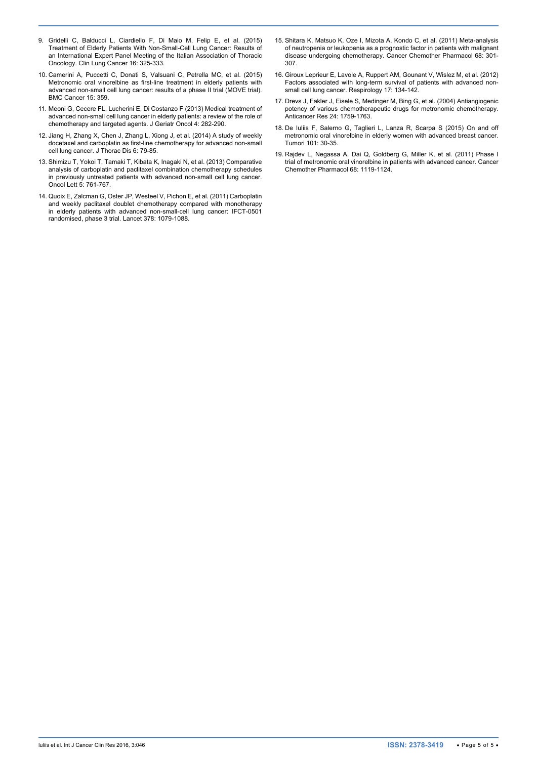9. Gridelli C, Balducci L, Ciardiello F, Di Maio M, Felip E, et al. (2015) Treatment of Elderly Patients With Non-Small-Cell Lung Cancer: Results of an International Expert Panel Meeting of the Italian Association of Thoracic Oncology. Clin Lung Cancer 16: 325-333.

10. Camerini A, Puccetti C, Donati S, Valsuani C, Petrella MC, et al. (2015) Metronomic oral vinorelbine as first-line treatment in elderly patients with advanced non-small cell lung cancer: results of a phase II trial (MOVE trial). BMC Cancer 15: 359.

11. Meoni G, Cecere FL, Lucherini E, Di Costanzo F (2013) Medical treatment of advanced non-small cell lung cancer in elderly patients: a review of the role of chemotherapy and targeted agents. J Geriatr Oncol 4: 282-290.

12. Jiang H, Zhang X, Chen J, Zhang L, Xiong J, et al. (2014) A study of weekly docetaxel and carboplatin as first-line chemotherapy for advanced non-small cell lung cancer. J Thorac Dis 6: 79-85.

13. Shimizu T, Yokoi T, Tamaki T, Kibata K, Inagaki N, et al. (2013) Comparative analysis of carboplatin and paclitaxel combination chemotherapy schedules in previously untreated patients with advanced non-small cell lung cancer. Oncol Lett 5: 761-767.

14. Quoix E, Zalcman G, Oster JP, Westeel V, Pichon E, et al. (2011) Carboplatin and weekly paclitaxel doublet chemotherapy compared with monotherapy in elderly patients with advanced non-small-cell lung cancer: IFCT-0501 randomised, phase 3 trial. Lancet 378: 1079-1088.

15. Shitara K, Matsuo K, Oze I, Mizota A, Kondo C, et al. (2011) Meta-analysis of neutropenia or leukopenia as a prognostic factor in patients with malignant disease undergoing chemotherapy. Cancer Chemother Pharmacol 68: 301-307.

16. Giroux Leprieur E, Lavole A, Ruppert AM, Gounant V, Wislez M, et al. (2012) Factors associated with long-term survival of patients with advanced non-small cell lung cancer. Respirology 17: 134-142.

17. Drevs J, Fakler J, Eisele S, Medinger M, Bing G, et al. (2004) Antiangiogenic potency of various chemotherapeutic drugs for metronomic chemotherapy. Anticancer Res 24: 1759-1763.

18. De Iuliis F, Salerno G, Taglieri L, Lanza R, Scarpa S (2015) On and off metronomic oral vinorelbine in elderly women with advanced breast cancer. Tumori 101: 30-35.

19. Rajdev L, Negassa A, Dai Q, Goldberg G, Miller K, et al. (2011) Phase I trial of metronomic oral vinorelbine in patients with advanced cancer. Cancer Chemother Pharmacol 68: 1119-1124.